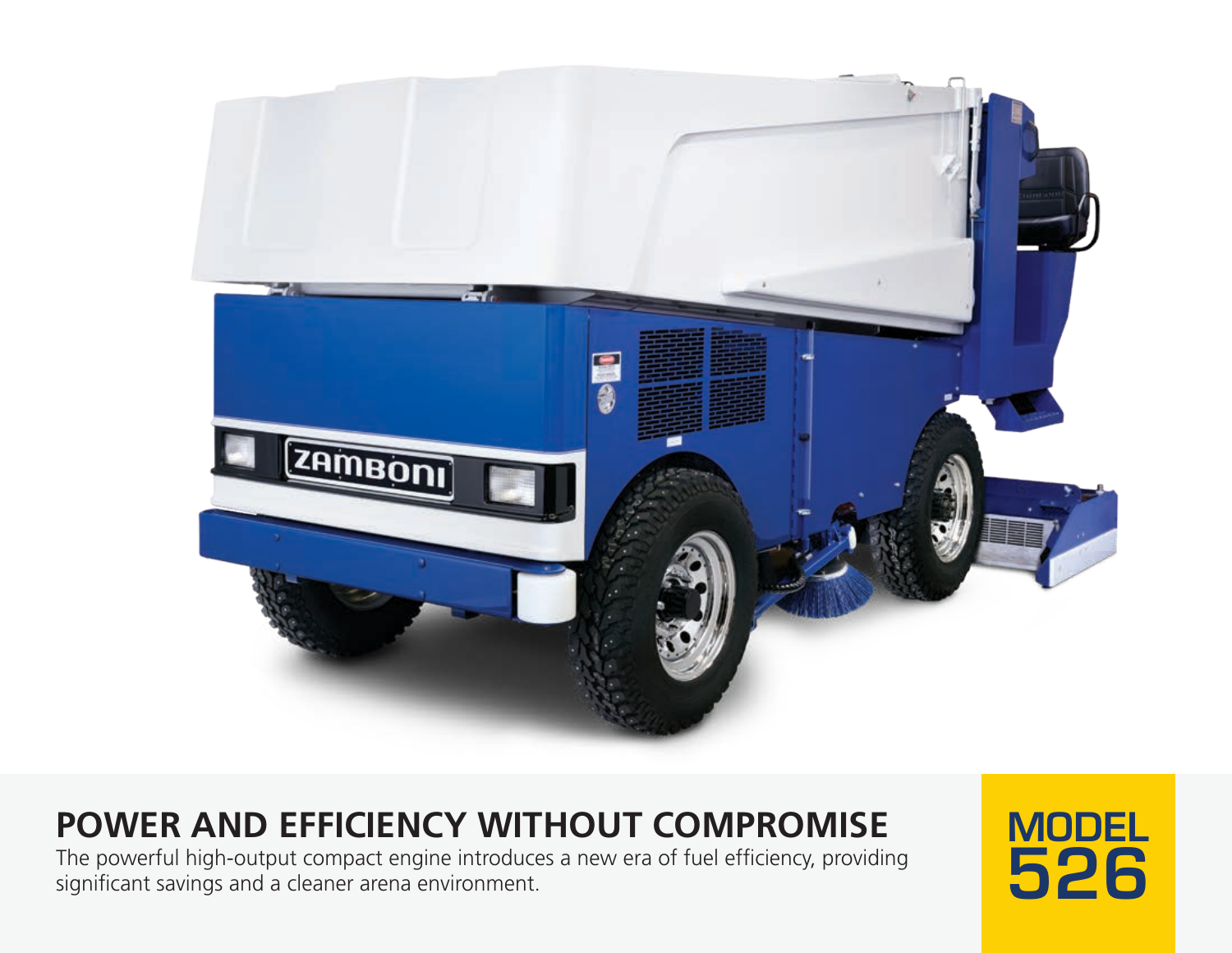# POWER AND EFFICIENCY WITHOUT COMPROMISE

The powerful high-output compact engine introduces a new era of fuel efficiency, providing significant savings and a cleaner arena environment.

**MODEL 526**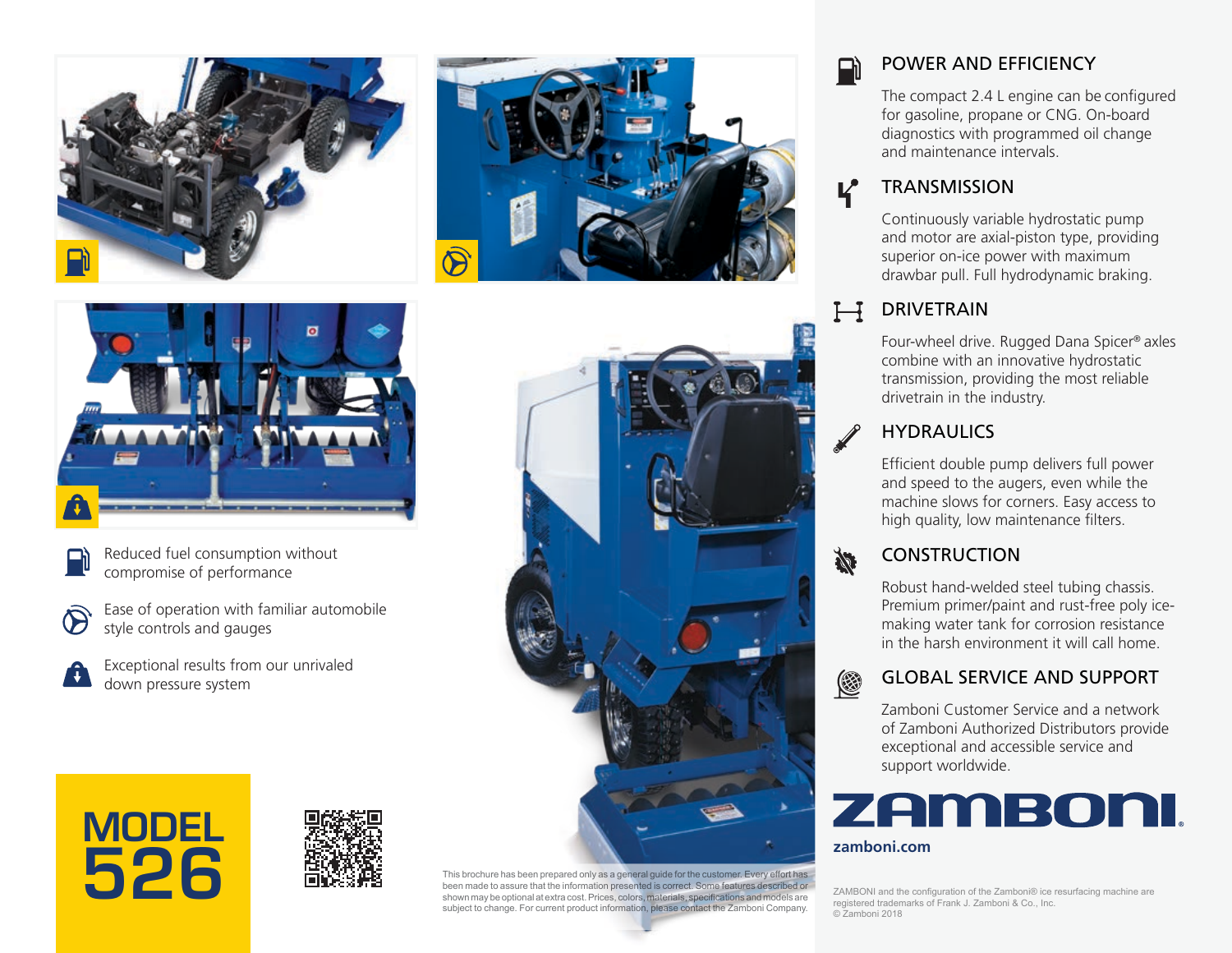- Reduced fuel consumption without compromise of performance
- Ease of operation with familiar automobile style controls and gauges
- Exceptional results from our unrivaled down pressure system

# MODEL 526

This brochure has been prepared only as a general guide for the customer. Every effort has been made to assure that the information presented is correct. Some features described or shown may be optional at extra cost. Prices, colors, materials, specifications and models are subject to change. For current product information, please contact the Zamboni Company.

## POWER AND EFFICIENCY

The compact 2.4 L engine can be configured for gasoline, propane or CNG. On-board diagnostics with programmed oil change and maintenance intervals.

## TRANSMISSION

Continuously variable hydrostatic pump and motor are axial-piston type, providing superior on-ice power with maximum drawbar pull. Full hydrodynamic braking.

## DRIVETRAIN

Four-wheel drive. Rugged Dana Spicer® axles combine with an innovative hydrostatic transmission, providing the most reliable drivetrain in the industry.

## HYDRAULICS

Efficient double pump delivers full power and speed to the augers, even while the machine slows for corners. Easy access to high quality, low maintenance filters.

## CONSTRUCTION

Robust hand-welded steel tubing chassis. Premium primer/paint and rust-free poly ice-making water tank for corrosion resistance in the harsh environment it will call home.

## GLOBAL SERVICE AND SUPPORT

Zamboni Customer Service and a network of Zamboni Authorized Distributors provide exceptional and accessible service and support worldwide.

**ZAMBONI.**

**zamboni.com**

ZAMBONI and the configuration of the Zamboni® ice resurfacing machine are registered trademarks of Frank J. Zamboni & Co., Inc.
© Zamboni 2018